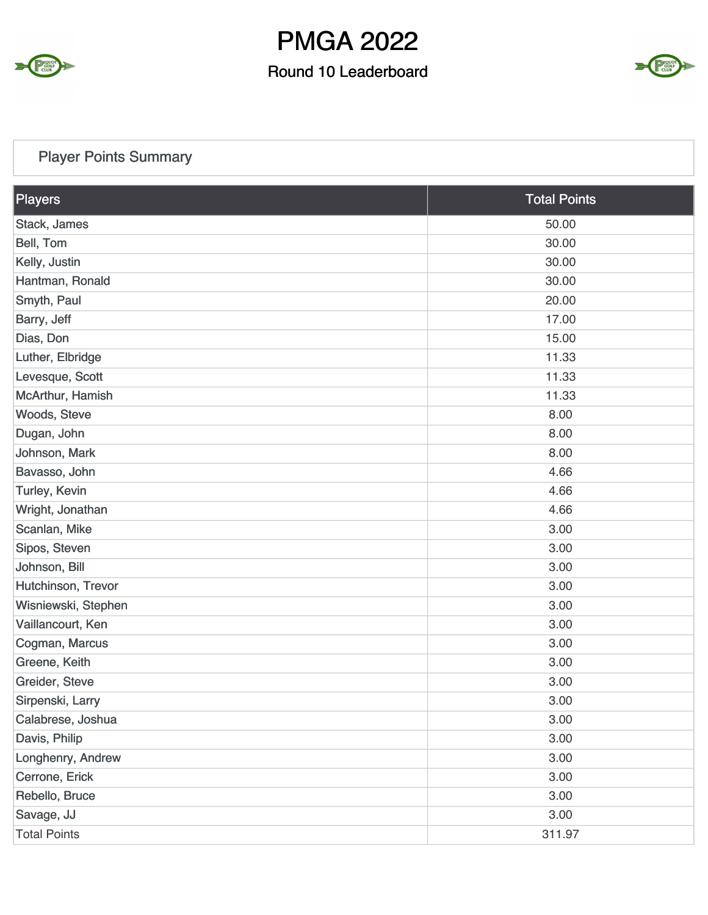# PMGA 2022

## Round 10 Leaderboard

### Player Points Summary

| Players | Total Points |
|---|---|
| Stack, James | 50.00 |
| Bell, Tom | 30.00 |
| Kelly, Justin | 30.00 |
| Hantman, Ronald | 30.00 |
| Smyth, Paul | 20.00 |
| Barry, Jeff | 17.00 |
| Dias, Don | 15.00 |
| Luther, Elbridge | 11.33 |
| Levesque, Scott | 11.33 |
| McArthur, Hamish | 11.33 |
| Woods, Steve | 8.00 |
| Dugan, John | 8.00 |
| Johnson, Mark | 8.00 |
| Bavasso, John | 4.66 |
| Turley, Kevin | 4.66 |
| Wright, Jonathan | 4.66 |
| Scanlan, Mike | 3.00 |
| Sipos, Steven | 3.00 |
| Johnson, Bill | 3.00 |
| Hutchinson, Trevor | 3.00 |
| Wisniewski, Stephen | 3.00 |
| Vaillancourt, Ken | 3.00 |
| Cogman, Marcus | 3.00 |
| Greene, Keith | 3.00 |
| Greider, Steve | 3.00 |
| Sirpenski, Larry | 3.00 |
| Calabrese, Joshua | 3.00 |
| Davis, Philip | 3.00 |
| Longhenry, Andrew | 3.00 |
| Cerrone, Erick | 3.00 |
| Rebello, Bruce | 3.00 |
| Savage, JJ | 3.00 |
| Total Points | 311.97 |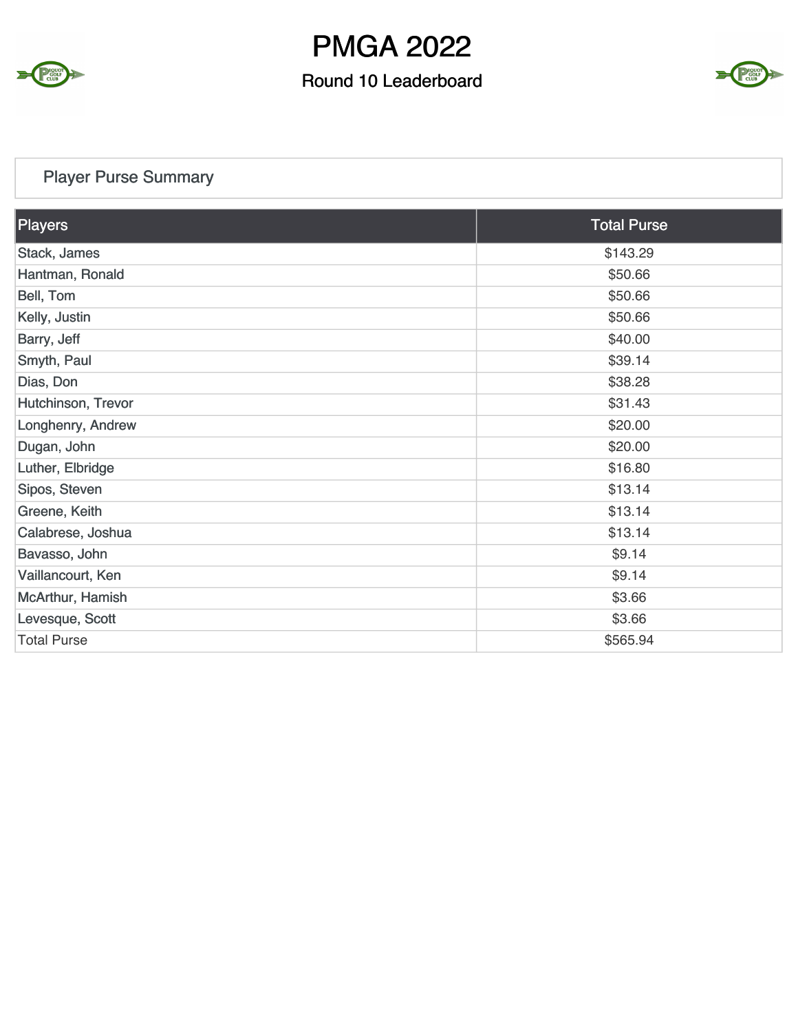# PMGA 2022

## Round 10 Leaderboard

### Player Purse Summary

| Players | Total Purse |
|---|---|
| Stack, James | $143.29 |
| Hantman, Ronald | $50.66 |
| Bell, Tom | $50.66 |
| Kelly, Justin | $50.66 |
| Barry, Jeff | $40.00 |
| Smyth, Paul | $39.14 |
| Dias, Don | $38.28 |
| Hutchinson, Trevor | $31.43 |
| Longhenry, Andrew | $20.00 |
| Dugan, John | $20.00 |
| Luther, Elbridge | $16.80 |
| Sipos, Steven | $13.14 |
| Greene, Keith | $13.14 |
| Calabrese, Joshua | $13.14 |
| Bavasso, John | $9.14 |
| Vaillancourt, Ken | $9.14 |
| McArthur, Hamish | $3.66 |
| Levesque, Scott | $3.66 |
| Total Purse | $565.94 |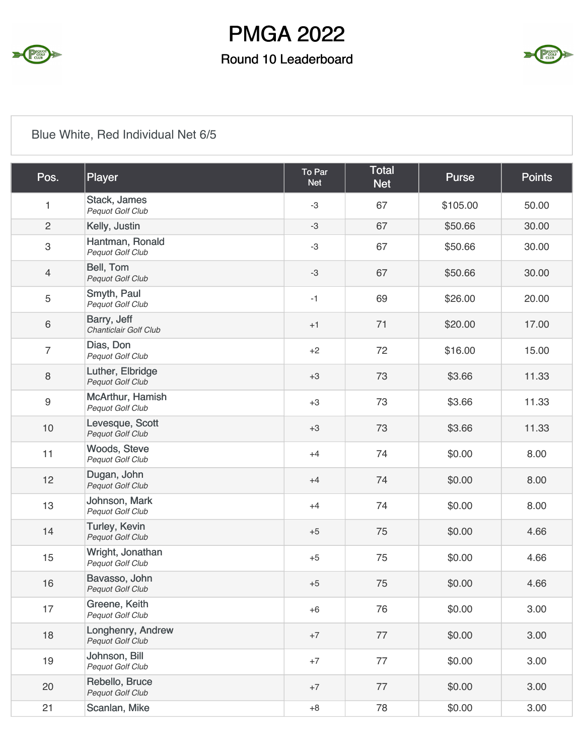# PMGA 2022

## Round 10 Leaderboard

Blue White, Red Individual Net 6/5

| Pos. | Player | To Par Net | Total Net | Purse | Points |
|---|---|---|---|---|---|
| 1 | Stack, James *Pequot Golf Club* | -3 | 67 | $105.00 | 50.00 |
| 2 | Kelly, Justin | -3 | 67 | $50.66 | 30.00 |
| 3 | Hantman, Ronald *Pequot Golf Club* | -3 | 67 | $50.66 | 30.00 |
| 4 | Bell, Tom *Pequot Golf Club* | -3 | 67 | $50.66 | 30.00 |
| 5 | Smyth, Paul *Pequot Golf Club* | -1 | 69 | $26.00 | 20.00 |
| 6 | Barry, Jeff *Chanticlair Golf Club* | +1 | 71 | $20.00 | 17.00 |
| 7 | Dias, Don *Pequot Golf Club* | +2 | 72 | $16.00 | 15.00 |
| 8 | Luther, Elbridge *Pequot Golf Club* | +3 | 73 | $3.66 | 11.33 |
| 9 | McArthur, Hamish *Pequot Golf Club* | +3 | 73 | $3.66 | 11.33 |
| 10 | Levesque, Scott *Pequot Golf Club* | +3 | 73 | $3.66 | 11.33 |
| 11 | Woods, Steve *Pequot Golf Club* | +4 | 74 | $0.00 | 8.00 |
| 12 | Dugan, John *Pequot Golf Club* | +4 | 74 | $0.00 | 8.00 |
| 13 | Johnson, Mark *Pequot Golf Club* | +4 | 74 | $0.00 | 8.00 |
| 14 | Turley, Kevin *Pequot Golf Club* | +5 | 75 | $0.00 | 4.66 |
| 15 | Wright, Jonathan *Pequot Golf Club* | +5 | 75 | $0.00 | 4.66 |
| 16 | Bavasso, John *Pequot Golf Club* | +5 | 75 | $0.00 | 4.66 |
| 17 | Greene, Keith *Pequot Golf Club* | +6 | 76 | $0.00 | 3.00 |
| 18 | Longhenry, Andrew *Pequot Golf Club* | +7 | 77 | $0.00 | 3.00 |
| 19 | Johnson, Bill *Pequot Golf Club* | +7 | 77 | $0.00 | 3.00 |
| 20 | Rebello, Bruce *Pequot Golf Club* | +7 | 77 | $0.00 | 3.00 |
| 21 | Scanlan, Mike | +8 | 78 | $0.00 | 3.00 |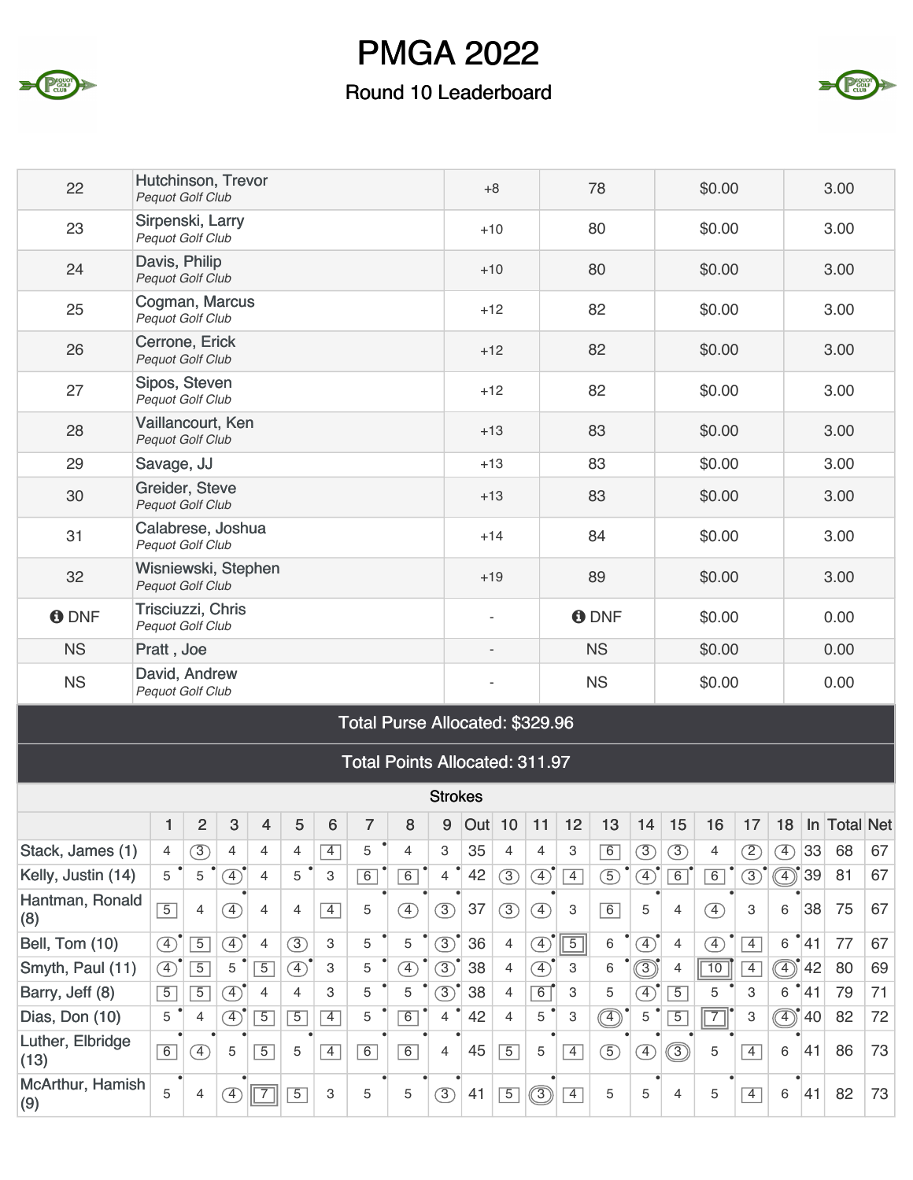# PMGA 2022

## Round 10 Leaderboard

| | | | | | |
|---|---|---|---|---|---|
| 22 | Hutchinson, Trevor *Pequot Golf Club* | +8 | 78 | $0.00 | 3.00 |
| 23 | Sirpenski, Larry *Pequot Golf Club* | +10 | 80 | $0.00 | 3.00 |
| 24 | Davis, Philip *Pequot Golf Club* | +10 | 80 | $0.00 | 3.00 |
| 25 | Cogman, Marcus *Pequot Golf Club* | +12 | 82 | $0.00 | 3.00 |
| 26 | Cerrone, Erick *Pequot Golf Club* | +12 | 82 | $0.00 | 3.00 |
| 27 | Sipos, Steven *Pequot Golf Club* | +12 | 82 | $0.00 | 3.00 |
| 28 | Vaillancourt, Ken *Pequot Golf Club* | +13 | 83 | $0.00 | 3.00 |
| 29 | Savage, JJ | +13 | 83 | $0.00 | 3.00 |
| 30 | Greider, Steve *Pequot Golf Club* | +13 | 83 | $0.00 | 3.00 |
| 31 | Calabrese, Joshua *Pequot Golf Club* | +14 | 84 | $0.00 | 3.00 |
| 32 | Wisniewski, Stephen *Pequot Golf Club* | +19 | 89 | $0.00 | 3.00 |
| DNF | Trisciuzzi, Chris *Pequot Golf Club* | - | DNF | $0.00 | 0.00 |
| NS | Pratt , Joe | - | NS | $0.00 | 0.00 |
| NS | David, Andrew *Pequot Golf Club* | - | NS | $0.00 | 0.00 |

**Total Purse Allocated: $329.96**

**Total Points Allocated: 311.97**

### Strokes

| | 1 | 2 | 3 | 4 | 5 | 6 | 7 | 8 | 9 | Out | 10 | 11 | 12 | 13 | 14 | 15 | 16 | 17 | 18 | In | Total | Net |
|---|---|---|---|---|---|---|---|---|---|---|---|---|---|---|---|---|---|---|---|---|---|---|
| Stack, James (1) | 4 | 3 | 4 | 4 | 4 | 4 | 5 | 4 | 3 | 35 | 4 | 4 | 3 | 6 | 3 | 3 | 4 | 2 | 4 | 33 | 68 | 67 |
| Kelly, Justin (14) | 5 | 5 | 4 | 4 | 5 | 3 | 6 | 6 | 4 | 42 | 3 | 4 | 4 | 5 | 4 | 6 | 6 | 3 | 4 | 39 | 81 | 67 |
| Hantman, Ronald (8) | 5 | 4 | 4 | 4 | 4 | 4 | 5 | 4 | 3 | 37 | 3 | 4 | 3 | 6 | 5 | 4 | 4 | 3 | 6 | 38 | 75 | 67 |
| Bell, Tom (10) | 4 | 5 | 4 | 4 | 3 | 3 | 5 | 5 | 3 | 36 | 4 | 4 | 5 | 6 | 4 | 4 | 4 | 4 | 6 | 41 | 77 | 67 |
| Smyth, Paul (11) | 4 | 5 | 5 | 5 | 4 | 3 | 5 | 4 | 3 | 38 | 4 | 4 | 3 | 6 | 3 | 4 | 10 | 4 | 4 | 42 | 80 | 69 |
| Barry, Jeff (8) | 5 | 5 | 4 | 4 | 4 | 3 | 5 | 5 | 3 | 38 | 4 | 6 | 3 | 5 | 4 | 5 | 5 | 3 | 6 | 41 | 79 | 71 |
| Dias, Don (10) | 5 | 4 | 4 | 5 | 5 | 4 | 5 | 6 | 4 | 42 | 4 | 5 | 3 | 4 | 5 | 5 | 7 | 3 | 4 | 40 | 82 | 72 |
| Luther, Elbridge (13) | 6 | 4 | 5 | 5 | 5 | 4 | 6 | 6 | 4 | 45 | 5 | 5 | 4 | 5 | 4 | 3 | 5 | 4 | 6 | 41 | 86 | 73 |
| McArthur, Hamish (9) | 5 | 4 | 4 | 7 | 5 | 3 | 5 | 5 | 3 | 41 | 5 | 3 | 4 | 5 | 5 | 4 | 5 | 4 | 6 | 41 | 82 | 73 |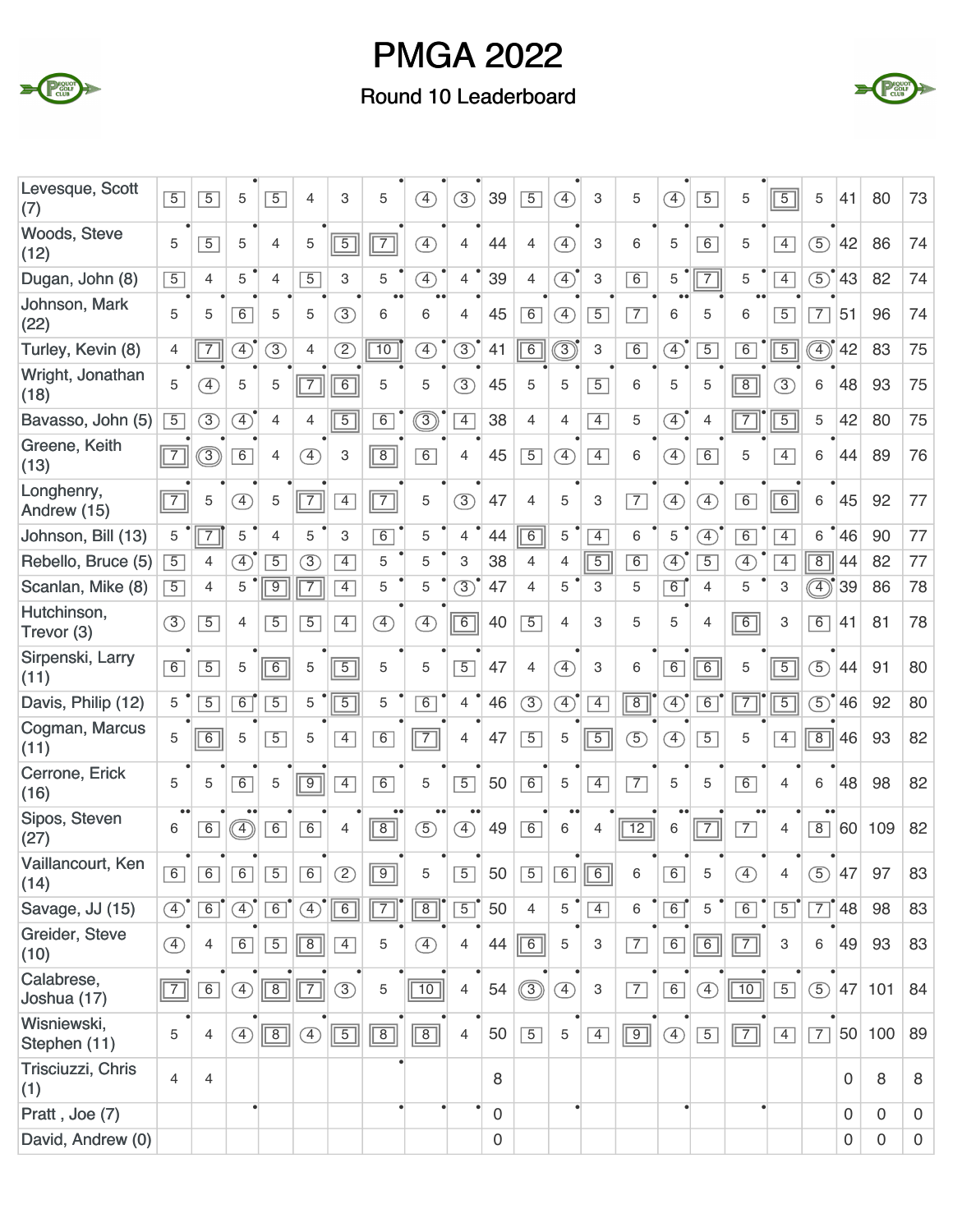# PMGA 2022

## Round 10 Leaderboard

| Player | 1 | 2 | 3 | 4 | 5 | 6 | 7 | 8 | 9 | Out | 10 | 11 | 12 | 13 | 14 | 15 | 16 | 17 | 18 | In | Gross | Net |
|---|---|---|---|---|---|---|---|---|---|---|---|---|---|---|---|---|---|---|---|---|---|---|
| Levesque, Scott (7) | 5 | 5 | 5 | 5 | 4 | 3 | 5 | 4 | 3 | 39 | 5 | 4 | 3 | 5 | 4 | 5 | 5 | 5 | 5 | 41 | 80 | 73 |
| Woods, Steve (12) | 5 | 5 | 5 | 4 | 5 | 5 | 7 | 4 | 4 | 44 | 4 | 4 | 3 | 6 | 5 | 6 | 5 | 4 | 5 | 42 | 86 | 74 |
| Dugan, John (8) | 5 | 4 | 5 | 4 | 5 | 3 | 5 | 4 | 4 | 39 | 4 | 4 | 3 | 6 | 5 | 7 | 5 | 4 | 5 | 43 | 82 | 74 |
| Johnson, Mark (22) | 5 | 5 | 6 | 5 | 5 | 3 | 6 | 6 | 4 | 45 | 6 | 4 | 5 | 7 | 6 | 5 | 6 | 5 | 7 | 51 | 96 | 74 |
| Turley, Kevin (8) | 4 | 7 | 4 | 3 | 4 | 2 | 10 | 4 | 3 | 41 | 6 | 3 | 3 | 6 | 4 | 5 | 6 | 5 | 4 | 42 | 83 | 75 |
| Wright, Jonathan (18) | 5 | 4 | 5 | 5 | 7 | 6 | 5 | 5 | 3 | 45 | 5 | 5 | 5 | 6 | 5 | 5 | 8 | 3 | 6 | 48 | 93 | 75 |
| Bavasso, John (5) | 5 | 3 | 4 | 4 | 4 | 5 | 6 | 3 | 4 | 38 | 4 | 4 | 4 | 5 | 4 | 4 | 7 | 5 | 5 | 42 | 80 | 75 |
| Greene, Keith (13) | 7 | 3 | 6 | 4 | 4 | 3 | 8 | 6 | 4 | 45 | 5 | 4 | 4 | 6 | 4 | 6 | 5 | 4 | 6 | 44 | 89 | 76 |
| Longhenry, Andrew (15) | 7 | 5 | 4 | 5 | 7 | 4 | 7 | 5 | 3 | 47 | 4 | 5 | 3 | 7 | 4 | 4 | 6 | 6 | 6 | 45 | 92 | 77 |
| Johnson, Bill (13) | 5 | 7 | 5 | 4 | 5 | 3 | 6 | 5 | 4 | 44 | 6 | 5 | 4 | 6 | 5 | 4 | 6 | 4 | 6 | 46 | 90 | 77 |
| Rebello, Bruce (5) | 5 | 4 | 4 | 5 | 3 | 4 | 5 | 5 | 3 | 38 | 4 | 4 | 5 | 6 | 4 | 5 | 4 | 4 | 8 | 44 | 82 | 77 |
| Scanlan, Mike (8) | 5 | 4 | 5 | 9 | 7 | 4 | 5 | 5 | 3 | 47 | 4 | 5 | 3 | 5 | 6 | 4 | 5 | 3 | 4 | 39 | 86 | 78 |
| Hutchinson, Trevor (3) | 3 | 5 | 4 | 5 | 5 | 4 | 4 | 4 | 6 | 40 | 5 | 4 | 3 | 5 | 5 | 4 | 6 | 3 | 6 | 41 | 81 | 78 |
| Sirpenski, Larry (11) | 6 | 5 | 5 | 6 | 5 | 5 | 5 | 5 | 5 | 47 | 4 | 4 | 3 | 6 | 6 | 6 | 5 | 5 | 5 | 44 | 91 | 80 |
| Davis, Philip (12) | 5 | 5 | 6 | 5 | 5 | 5 | 5 | 6 | 4 | 46 | 3 | 4 | 4 | 8 | 4 | 6 | 7 | 5 | 5 | 46 | 92 | 80 |
| Cogman, Marcus (11) | 5 | 6 | 5 | 5 | 5 | 4 | 6 | 7 | 4 | 47 | 5 | 5 | 5 | 5 | 4 | 5 | 5 | 4 | 8 | 46 | 93 | 82 |
| Cerrone, Erick (16) | 5 | 5 | 6 | 5 | 9 | 4 | 6 | 5 | 5 | 50 | 6 | 5 | 4 | 7 | 5 | 5 | 6 | 4 | 6 | 48 | 98 | 82 |
| Sipos, Steven (27) | 6 | 6 | 4 | 6 | 6 | 4 | 8 | 5 | 4 | 49 | 6 | 6 | 4 | 12 | 6 | 7 | 7 | 4 | 8 | 60 | 109 | 82 |
| Vaillancourt, Ken (14) | 6 | 6 | 6 | 5 | 6 | 2 | 9 | 5 | 5 | 50 | 5 | 6 | 6 | 6 | 6 | 5 | 4 | 4 | 5 | 47 | 97 | 83 |
| Savage, JJ (15) | 4 | 6 | 4 | 6 | 4 | 6 | 7 | 8 | 5 | 50 | 4 | 5 | 4 | 6 | 6 | 5 | 6 | 5 | 7 | 48 | 98 | 83 |
| Greider, Steve (10) | 4 | 4 | 6 | 5 | 8 | 4 | 5 | 4 | 4 | 44 | 6 | 5 | 3 | 7 | 6 | 6 | 7 | 3 | 6 | 49 | 93 | 83 |
| Calabrese, Joshua (17) | 7 | 6 | 4 | 8 | 7 | 3 | 5 | 10 | 4 | 54 | 3 | 4 | 3 | 7 | 6 | 4 | 10 | 5 | 5 | 47 | 101 | 84 |
| Wisniewski, Stephen (11) | 5 | 4 | 4 | 8 | 4 | 5 | 8 | 8 | 4 | 50 | 5 | 5 | 4 | 9 | 4 | 5 | 7 | 4 | 7 | 50 | 100 | 89 |
| Trisciuzzi, Chris (1) | 4 | 4 | | | | | | | | 8 | | | | | | | | | | 0 | 8 | 8 |
| Pratt , Joe (7) | | | | | | | | | | 0 | | | | | | | | | | 0 | 0 | 0 |
| David, Andrew (0) | | | | | | | | | | 0 | | | | | | | | | | 0 | 0 | 0 |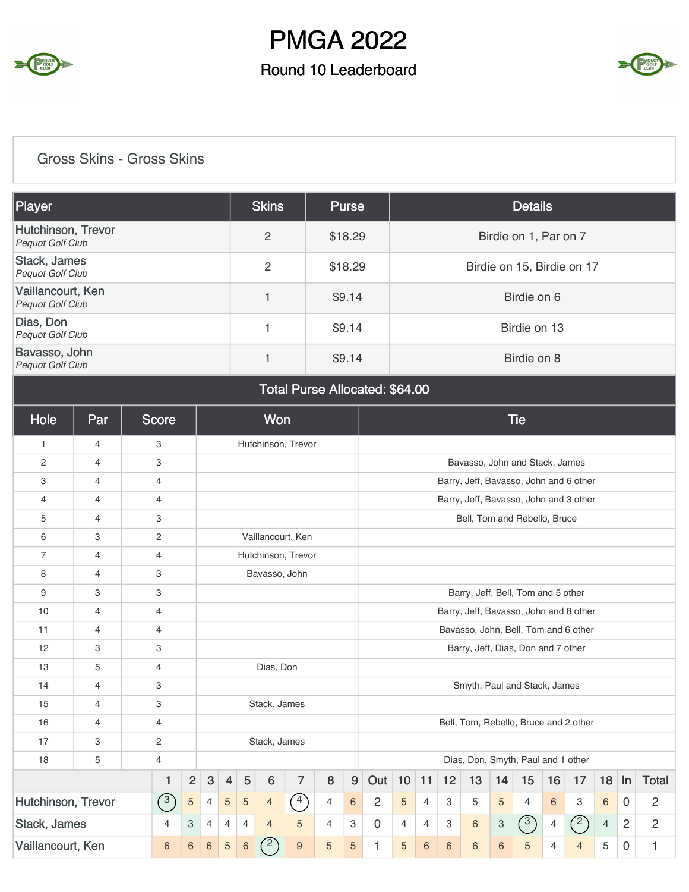# PMGA 2022

## Round 10 Leaderboard

### Gross Skins - Gross Skins

| Player | Skins | Purse | Details |
|---|---|---|---|
| Hutchinson, Trevor *Pequot Golf Club* | 2 | $18.29 | Birdie on 1, Par on 7 |
| Stack, James *Pequot Golf Club* | 2 | $18.29 | Birdie on 15, Birdie on 17 |
| Vaillancourt, Ken *Pequot Golf Club* | 1 | $9.14 | Birdie on 6 |
| Dias, Don *Pequot Golf Club* | 1 | $9.14 | Birdie on 13 |
| Bavasso, John *Pequot Golf Club* | 1 | $9.14 | Birdie on 8 |

**Total Purse Allocated: $64.00**

| Hole | Par | Score | Won | Tie |
|---|---|---|---|---|
| 1 | 4 | 3 | Hutchinson, Trevor | |
| 2 | 4 | 3 | | Bavasso, John and Stack, James |
| 3 | 4 | 4 | | Barry, Jeff, Bavasso, John and 6 other |
| 4 | 4 | 4 | | Barry, Jeff, Bavasso, John and 3 other |
| 5 | 4 | 3 | | Bell, Tom and Rebello, Bruce |
| 6 | 3 | 2 | Vaillancourt, Ken | |
| 7 | 4 | 4 | Hutchinson, Trevor | |
| 8 | 4 | 3 | Bavasso, John | |
| 9 | 3 | 3 | | Barry, Jeff, Bell, Tom and 5 other |
| 10 | 4 | 4 | | Barry, Jeff, Bavasso, John and 8 other |
| 11 | 4 | 4 | | Bavasso, John, Bell, Tom and 6 other |
| 12 | 3 | 3 | | Barry, Jeff, Dias, Don and 7 other |
| 13 | 5 | 4 | Dias, Don | |
| 14 | 4 | 3 | | Smyth, Paul and Stack, James |
| 15 | 4 | 3 | Stack, James | |
| 16 | 4 | 4 | | Bell, Tom, Rebello, Bruce and 2 other |
| 17 | 3 | 2 | Stack, James | |
| 18 | 5 | 4 | | Dias, Don, Smyth, Paul and 1 other |

| | 1 | 2 | 3 | 4 | 5 | 6 | 7 | 8 | 9 | Out | 10 | 11 | 12 | 13 | 14 | 15 | 16 | 17 | 18 | In | Total |
|---|---|---|---|---|---|---|---|---|---|---|---|---|---|---|---|---|---|---|---|---|---|
| Hutchinson, Trevor | 3 | 5 | 4 | 5 | 5 | 4 | 4 | 4 | 6 | 2 | 5 | 4 | 3 | 5 | 5 | 4 | 6 | 3 | 6 | 0 | 2 |
| Stack, James | 4 | 3 | 4 | 4 | 4 | 4 | 5 | 4 | 3 | 0 | 4 | 4 | 3 | 6 | 3 | 3 | 4 | 2 | 4 | 2 | 2 |
| Vaillancourt, Ken | 6 | 6 | 6 | 5 | 6 | 2 | 9 | 5 | 5 | 1 | 5 | 6 | 6 | 6 | 6 | 5 | 4 | 4 | 5 | 0 | 1 |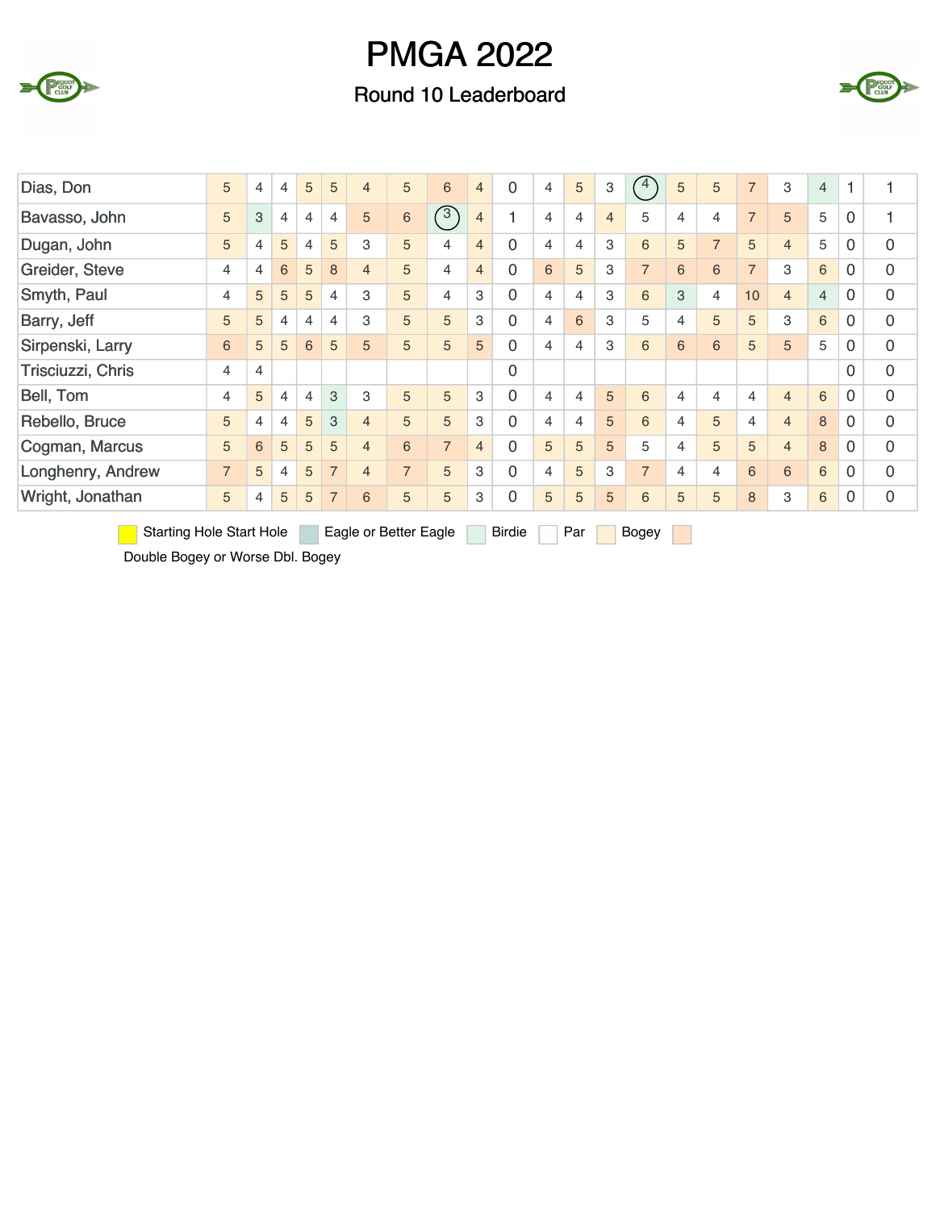# PMGA 2022

## Round 10 Leaderboard

| | | | | | | | | | | | | | | | | | | | | | |
|---|---|---|---|---|---|---|---|---|---|---|---|---|---|---|---|---|---|---|---|---|---|
| Dias, Don | 5 | 4 | 4 | 5 | 5 | 4 | 5 | 6 | 4 | 0 | 4 | 5 | 3 | 4 | 5 | 5 | 7 | 3 | 4 | 1 | 1 |
| Bavasso, John | 5 | 3 | 4 | 4 | 4 | 5 | 6 | 3 | 4 | 1 | 4 | 4 | 4 | 5 | 4 | 4 | 7 | 5 | 5 | 0 | 1 |
| Dugan, John | 5 | 4 | 5 | 4 | 5 | 3 | 5 | 4 | 4 | 0 | 4 | 4 | 3 | 6 | 5 | 7 | 5 | 4 | 5 | 0 | 0 |
| Greider, Steve | 4 | 4 | 6 | 5 | 8 | 4 | 5 | 4 | 4 | 0 | 6 | 5 | 3 | 7 | 6 | 6 | 7 | 3 | 6 | 0 | 0 |
| Smyth, Paul | 4 | 5 | 5 | 5 | 4 | 3 | 5 | 4 | 3 | 0 | 4 | 4 | 3 | 6 | 3 | 4 | 10 | 4 | 4 | 0 | 0 |
| Barry, Jeff | 5 | 5 | 4 | 4 | 4 | 3 | 5 | 5 | 3 | 0 | 4 | 6 | 3 | 5 | 4 | 5 | 5 | 3 | 6 | 0 | 0 |
| Sirpenski, Larry | 6 | 5 | 5 | 6 | 5 | 5 | 5 | 5 | 5 | 0 | 4 | 4 | 3 | 6 | 6 | 6 | 5 | 5 | 5 | 0 | 0 |
| Trisciuzzi, Chris | 4 | 4 | | | | | | | | 0 | | | | | | | | | | 0 | 0 |
| Bell, Tom | 4 | 5 | 4 | 4 | 3 | 3 | 5 | 5 | 3 | 0 | 4 | 4 | 5 | 6 | 4 | 4 | 4 | 4 | 6 | 0 | 0 |
| Rebello, Bruce | 5 | 4 | 4 | 5 | 3 | 4 | 5 | 5 | 3 | 0 | 4 | 4 | 5 | 6 | 4 | 5 | 4 | 4 | 8 | 0 | 0 |
| Cogman, Marcus | 5 | 6 | 5 | 5 | 5 | 4 | 6 | 7 | 4 | 0 | 5 | 5 | 5 | 5 | 4 | 5 | 5 | 4 | 8 | 0 | 0 |
| Longhenry, Andrew | 7 | 5 | 4 | 5 | 7 | 4 | 7 | 5 | 3 | 0 | 4 | 5 | 3 | 7 | 4 | 4 | 6 | 6 | 6 | 0 | 0 |
| Wright, Jonathan | 5 | 4 | 5 | 5 | 7 | 6 | 5 | 5 | 3 | 0 | 5 | 5 | 5 | 6 | 5 | 5 | 8 | 3 | 6 | 0 | 0 |

Starting Hole Start Hole | Eagle or Better Eagle | Birdie | Par | Bogey | Double Bogey or Worse Dbl. Bogey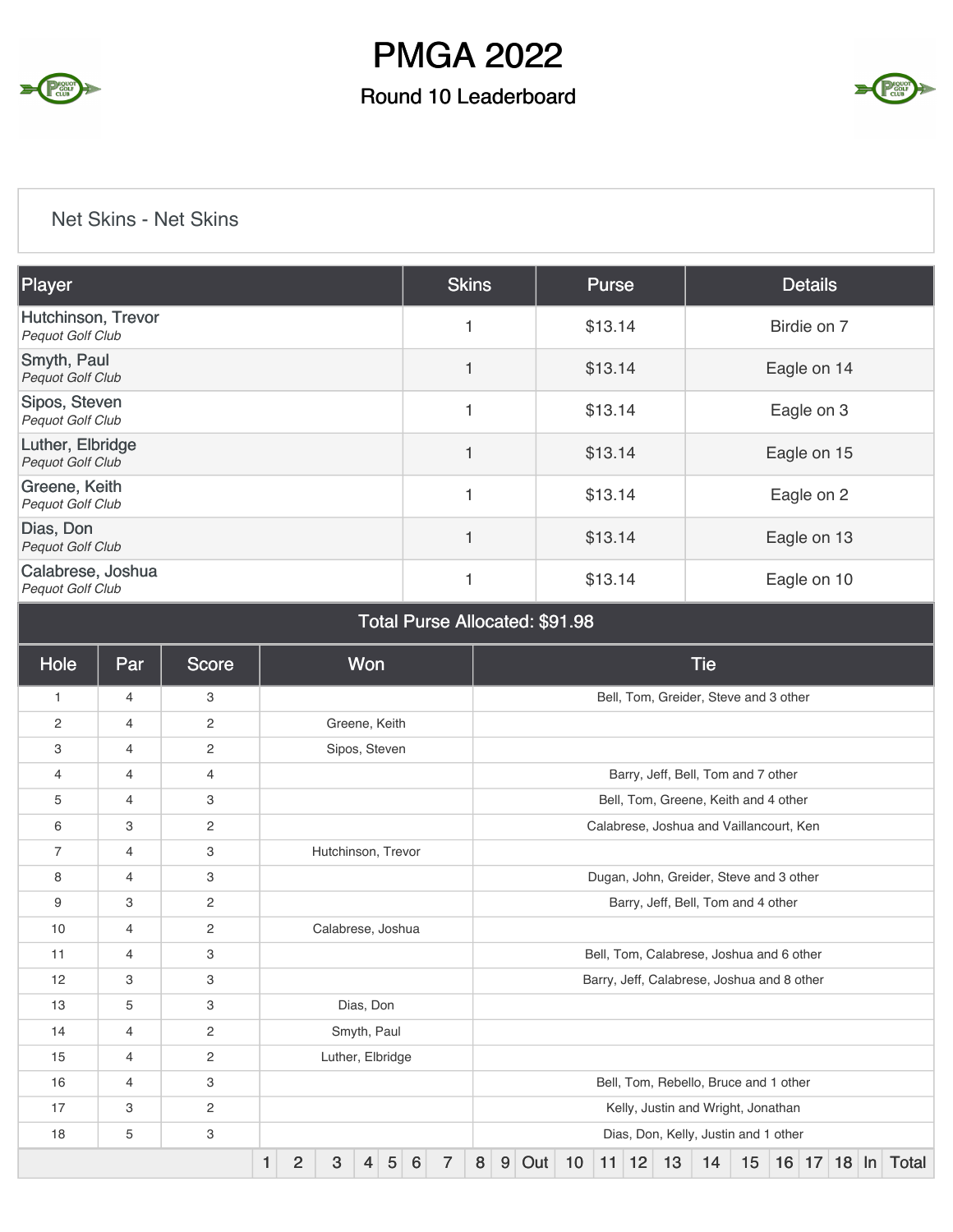# PMGA 2022

## Round 10 Leaderboard

### Net Skins - Net Skins

| Player | Skins | Purse | Details |
|---|---|---|---|
| Hutchinson, Trevor *Pequot Golf Club* | 1 | $13.14 | Birdie on 7 |
| Smyth, Paul *Pequot Golf Club* | 1 | $13.14 | Eagle on 14 |
| Sipos, Steven *Pequot Golf Club* | 1 | $13.14 | Eagle on 3 |
| Luther, Elbridge *Pequot Golf Club* | 1 | $13.14 | Eagle on 15 |
| Greene, Keith *Pequot Golf Club* | 1 | $13.14 | Eagle on 2 |
| Dias, Don *Pequot Golf Club* | 1 | $13.14 | Eagle on 13 |
| Calabrese, Joshua *Pequot Golf Club* | 1 | $13.14 | Eagle on 10 |

**Total Purse Allocated: $91.98**

| Hole | Par | Score | Won | Tie |
|---|---|---|---|---|
| 1 | 4 | 3 | | Bell, Tom, Greider, Steve and 3 other |
| 2 | 4 | 2 | Greene, Keith | |
| 3 | 4 | 2 | Sipos, Steven | |
| 4 | 4 | 4 | | Barry, Jeff, Bell, Tom and 7 other |
| 5 | 4 | 3 | | Bell, Tom, Greene, Keith and 4 other |
| 6 | 3 | 2 | | Calabrese, Joshua and Vaillancourt, Ken |
| 7 | 4 | 3 | Hutchinson, Trevor | |
| 8 | 4 | 3 | | Dugan, John, Greider, Steve and 3 other |
| 9 | 3 | 2 | | Barry, Jeff, Bell, Tom and 4 other |
| 10 | 4 | 2 | Calabrese, Joshua | |
| 11 | 4 | 3 | | Bell, Tom, Calabrese, Joshua and 6 other |
| 12 | 3 | 3 | | Barry, Jeff, Calabrese, Joshua and 8 other |
| 13 | 5 | 3 | Dias, Don | |
| 14 | 4 | 2 | Smyth, Paul | |
| 15 | 4 | 2 | Luther, Elbridge | |
| 16 | 4 | 3 | | Bell, Tom, Rebello, Bruce and 1 other |
| 17 | 3 | 2 | | Kelly, Justin and Wright, Jonathan |
| 18 | 5 | 3 | | Dias, Don, Kelly, Justin and 1 other |

| | 1 | 2 | 3 | 4 | 5 | 6 | 7 | 8 | 9 | Out | 10 | 11 | 12 | 13 | 14 | 15 | 16 | 17 | 18 | In | Total |
|---|---|---|---|---|---|---|---|---|---|---|---|---|---|---|---|---|---|---|---|---|---|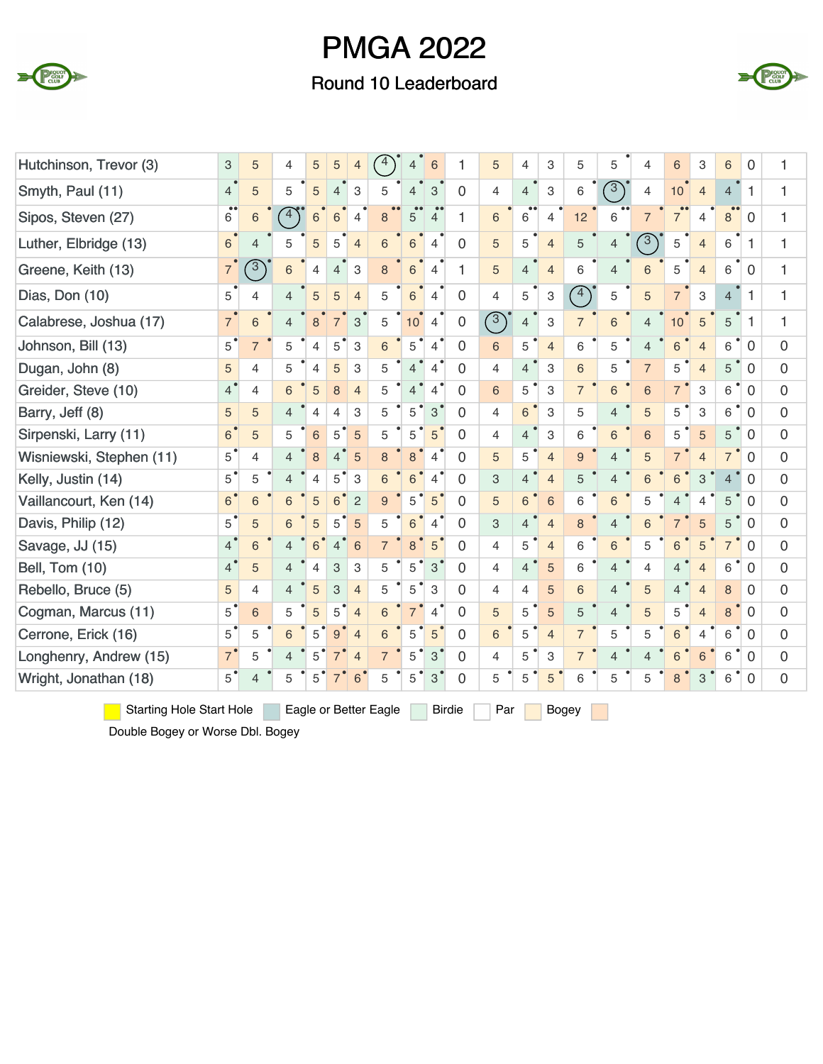# PMGA 2022

## Round 10 Leaderboard

| Player | | | | | | | | | | | | | | | | | | | | | |
|---|---|---|---|---|---|---|---|---|---|---|---|---|---|---|---|---|---|---|---|---|---|
| Hutchinson, Trevor (3) | 3 | 5 | 4 | 5 | 5 | 4 | 4 | 4 | 6 | 1 | 5 | 4 | 3 | 5 | 5 | 4 | 6 | 3 | 6 | 0 | 1 |
| Smyth, Paul (11) | 4 | 5 | 5 | 5 | 4 | 3 | 5 | 4 | 3 | 0 | 4 | 4 | 3 | 6 | 3 | 4 | 10 | 4 | 4 | 1 | 1 |
| Sipos, Steven (27) | 6 | 6 | 4 | 6 | 6 | 4 | 8 | 5 | 4 | 1 | 6 | 6 | 4 | 12 | 6 | 7 | 7 | 4 | 8 | 0 | 1 |
| Luther, Elbridge (13) | 6 | 4 | 5 | 5 | 5 | 4 | 6 | 6 | 4 | 0 | 5 | 5 | 4 | 5 | 4 | 3 | 5 | 4 | 6 | 1 | 1 |
| Greene, Keith (13) | 7 | 3 | 6 | 4 | 4 | 3 | 8 | 6 | 4 | 1 | 5 | 4 | 4 | 6 | 4 | 6 | 5 | 4 | 6 | 0 | 1 |
| Dias, Don (10) | 5 | 4 | 4 | 5 | 5 | 4 | 5 | 6 | 4 | 0 | 4 | 5 | 3 | 4 | 5 | 5 | 7 | 3 | 4 | 1 | 1 |
| Calabrese, Joshua (17) | 7 | 6 | 4 | 8 | 7 | 3 | 5 | 10 | 4 | 0 | 3 | 4 | 3 | 7 | 6 | 4 | 10 | 5 | 5 | 1 | 1 |
| Johnson, Bill (13) | 5 | 7 | 5 | 4 | 5 | 3 | 6 | 5 | 4 | 0 | 6 | 5 | 4 | 6 | 5 | 4 | 6 | 4 | 6 | 0 | 0 |
| Dugan, John (8) | 5 | 4 | 5 | 4 | 5 | 3 | 5 | 4 | 4 | 0 | 4 | 4 | 3 | 6 | 5 | 7 | 5 | 4 | 5 | 0 | 0 |
| Greider, Steve (10) | 4 | 4 | 6 | 5 | 8 | 4 | 5 | 4 | 4 | 0 | 6 | 5 | 3 | 7 | 6 | 6 | 7 | 3 | 6 | 0 | 0 |
| Barry, Jeff (8) | 5 | 5 | 4 | 4 | 4 | 3 | 5 | 5 | 3 | 0 | 4 | 6 | 3 | 5 | 4 | 5 | 5 | 3 | 6 | 0 | 0 |
| Sirpenski, Larry (11) | 6 | 5 | 5 | 6 | 5 | 5 | 5 | 5 | 5 | 0 | 4 | 4 | 3 | 6 | 6 | 6 | 5 | 5 | 5 | 0 | 0 |
| Wisniewski, Stephen (11) | 5 | 4 | 4 | 8 | 4 | 5 | 8 | 8 | 4 | 0 | 5 | 5 | 4 | 9 | 4 | 5 | 7 | 4 | 7 | 0 | 0 |
| Kelly, Justin (14) | 5 | 5 | 4 | 4 | 5 | 3 | 6 | 6 | 4 | 0 | 3 | 4 | 4 | 5 | 4 | 6 | 6 | 3 | 4 | 0 | 0 |
| Vaillancourt, Ken (14) | 6 | 6 | 6 | 5 | 6 | 2 | 9 | 5 | 5 | 0 | 5 | 6 | 6 | 6 | 6 | 5 | 4 | 4 | 5 | 0 | 0 |
| Davis, Philip (12) | 5 | 5 | 6 | 5 | 5 | 5 | 5 | 6 | 4 | 0 | 3 | 4 | 4 | 8 | 4 | 6 | 7 | 5 | 5 | 0 | 0 |
| Savage, JJ (15) | 4 | 6 | 4 | 6 | 4 | 6 | 7 | 8 | 5 | 0 | 4 | 5 | 4 | 6 | 6 | 5 | 6 | 5 | 7 | 0 | 0 |
| Bell, Tom (10) | 4 | 5 | 4 | 4 | 3 | 3 | 5 | 5 | 3 | 0 | 4 | 4 | 5 | 6 | 4 | 4 | 4 | 4 | 6 | 0 | 0 |
| Rebello, Bruce (5) | 5 | 4 | 4 | 5 | 3 | 4 | 5 | 5 | 3 | 0 | 4 | 4 | 5 | 6 | 4 | 5 | 4 | 4 | 8 | 0 | 0 |
| Cogman, Marcus (11) | 5 | 6 | 5 | 5 | 5 | 4 | 6 | 7 | 4 | 0 | 5 | 5 | 5 | 5 | 4 | 5 | 5 | 4 | 8 | 0 | 0 |
| Cerrone, Erick (16) | 5 | 5 | 6 | 5 | 9 | 4 | 6 | 5 | 5 | 0 | 6 | 5 | 4 | 7 | 5 | 5 | 6 | 4 | 6 | 0 | 0 |
| Longhenry, Andrew (15) | 7 | 5 | 4 | 5 | 7 | 4 | 7 | 5 | 3 | 0 | 4 | 5 | 3 | 7 | 4 | 4 | 6 | 6 | 6 | 0 | 0 |
| Wright, Jonathan (18) | 5 | 4 | 5 | 5 | 7 | 6 | 5 | 5 | 3 | 0 | 5 | 5 | 5 | 6 | 5 | 5 | 8 | 3 | 6 | 0 | 0 |

Starting Hole Start Hole | Eagle or Better Eagle | Birdie | Par | Bogey | Double Bogey or Worse Dbl. Bogey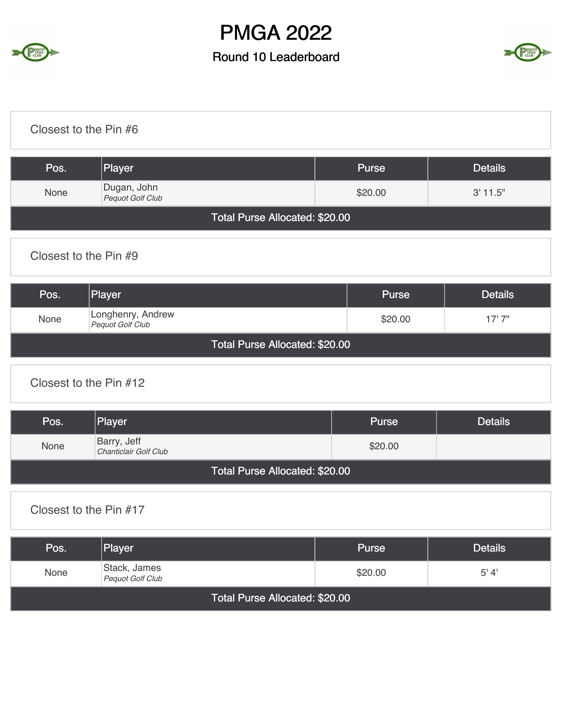# PMGA 2022

## Round 10 Leaderboard

### Closest to the Pin #6

| Pos. | Player | Purse | Details |
|---|---|---|---|
| None | Dugan, John *Pequot Golf Club* | $20.00 | 3' 11.5" |

Total Purse Allocated: $20.00

### Closest to the Pin #9

| Pos. | Player | Purse | Details |
|---|---|---|---|
| None | Longhenry, Andrew *Pequot Golf Club* | $20.00 | 17' 7" |

Total Purse Allocated: $20.00

### Closest to the Pin #12

| Pos. | Player | Purse | Details |
|---|---|---|---|
| None | Barry, Jeff *Chanticlair Golf Club* | $20.00 | |

Total Purse Allocated: $20.00

### Closest to the Pin #17

| Pos. | Player | Purse | Details |
|---|---|---|---|
| None | Stack, James *Pequot Golf Club* | $20.00 | 5' 4' |

Total Purse Allocated: $20.00